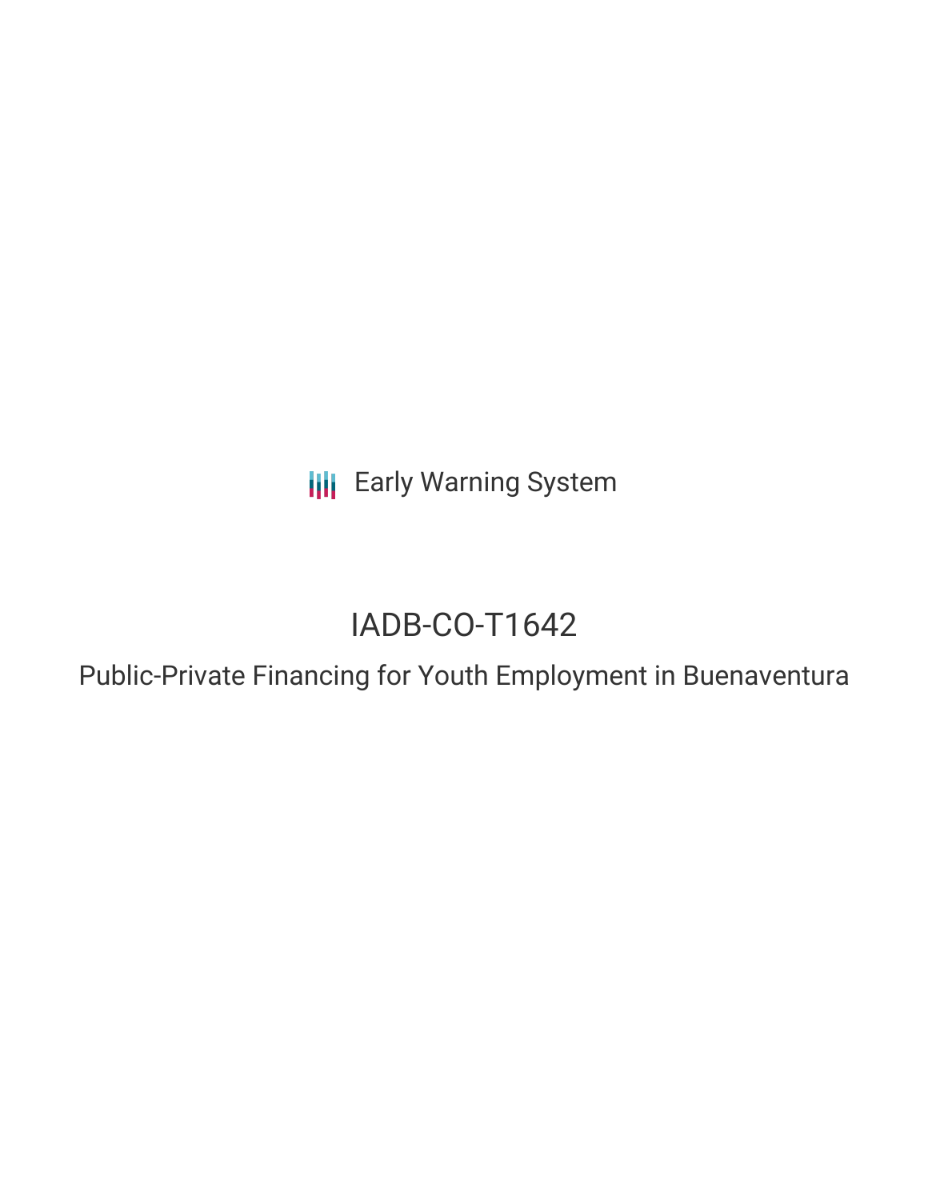Early Warning System

# IADB-CO-T1642

## Public-Private Financing for Youth Employment in Buenaventura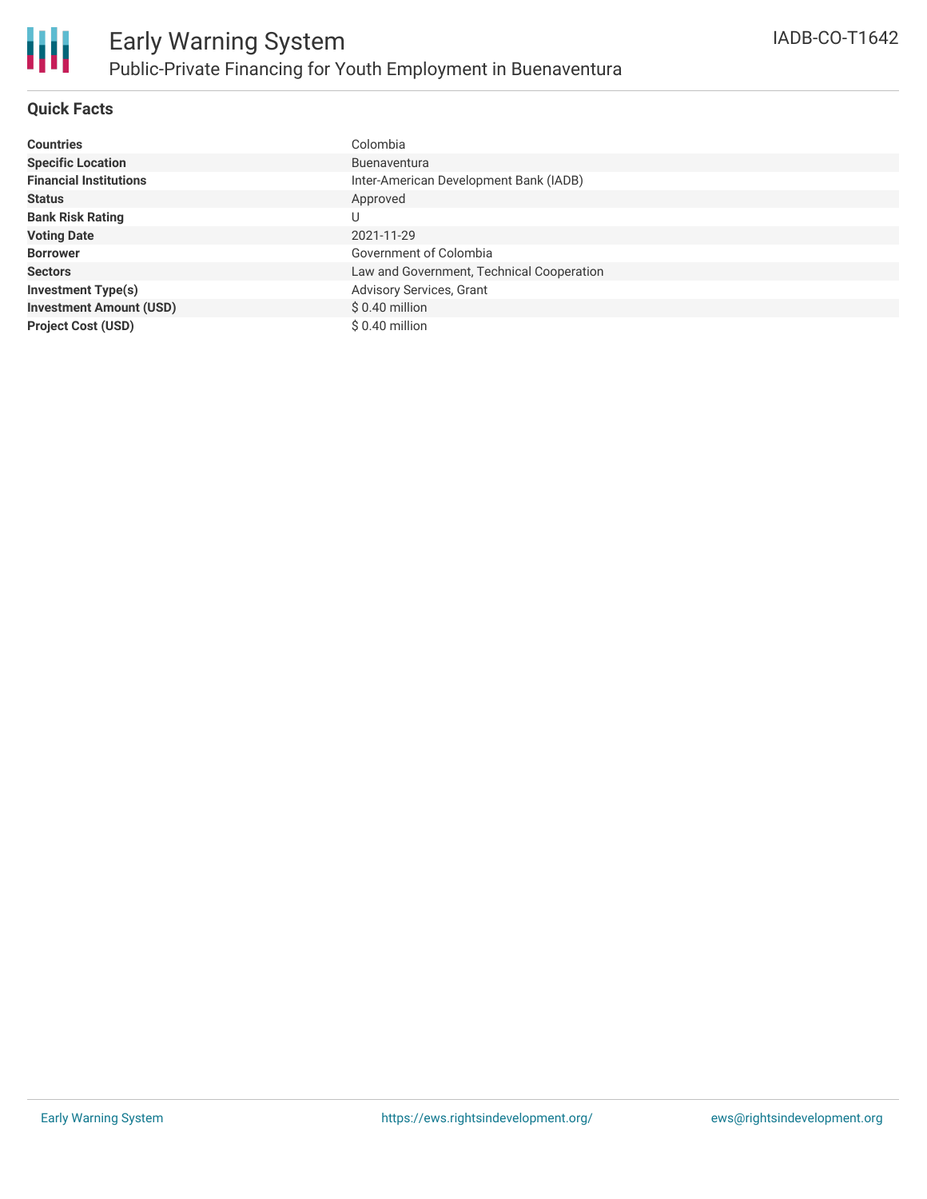# Early Warning System

## Public-Private Financing for Youth Employment in Buenaventura

IADB-CO-T1642

### Quick Facts

| | |
|---|---|
| **Countries** | Colombia |
| **Specific Location** | Buenaventura |
| **Financial Institutions** | Inter-American Development Bank (IADB) |
| **Status** | Approved |
| **Bank Risk Rating** | U |
| **Voting Date** | 2021-11-29 |
| **Borrower** | Government of Colombia |
| **Sectors** | Law and Government, Technical Cooperation |
| **Investment Type(s)** | Advisory Services, Grant |
| **Investment Amount (USD)** | $ 0.40 million |
| **Project Cost (USD)** | $ 0.40 million |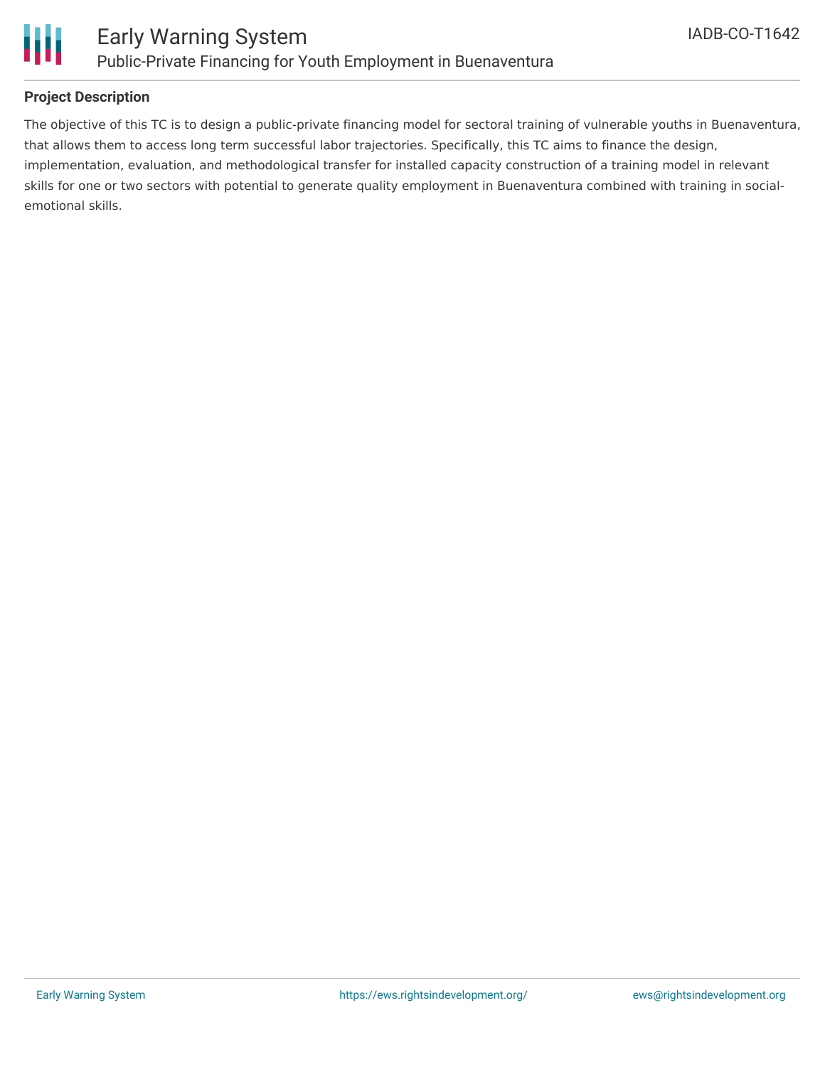## Project Description

The objective of this TC is to design a public-private financing model for sectoral training of vulnerable youths in Buenaventura, that allows them to access long term successful labor trajectories. Specifically, this TC aims to finance the design, implementation, evaluation, and methodological transfer for installed capacity construction of a training model in relevant skills for one or two sectors with potential to generate quality employment in Buenaventura combined with training in social-emotional skills.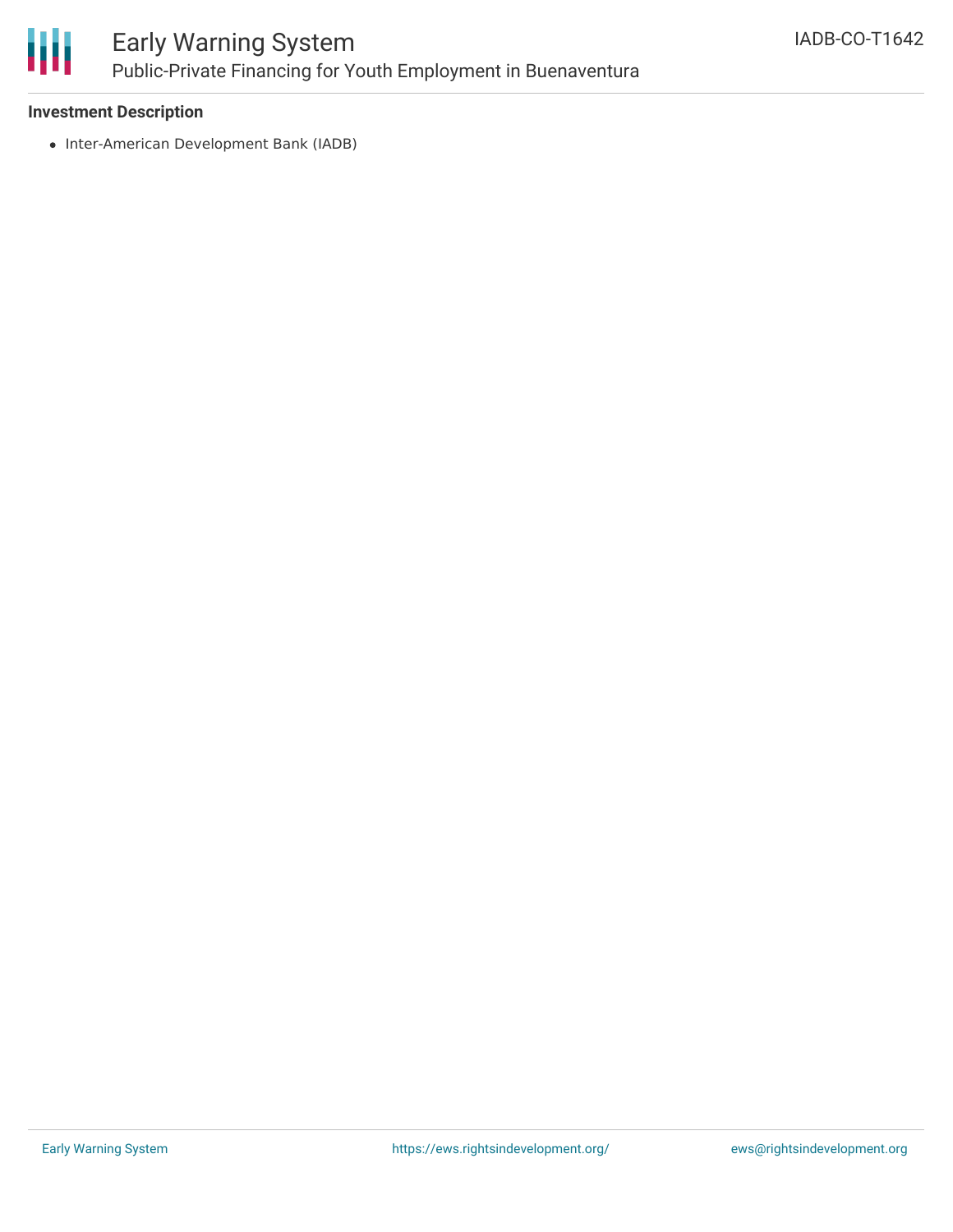**Investment Description**

- Inter-American Development Bank (IADB)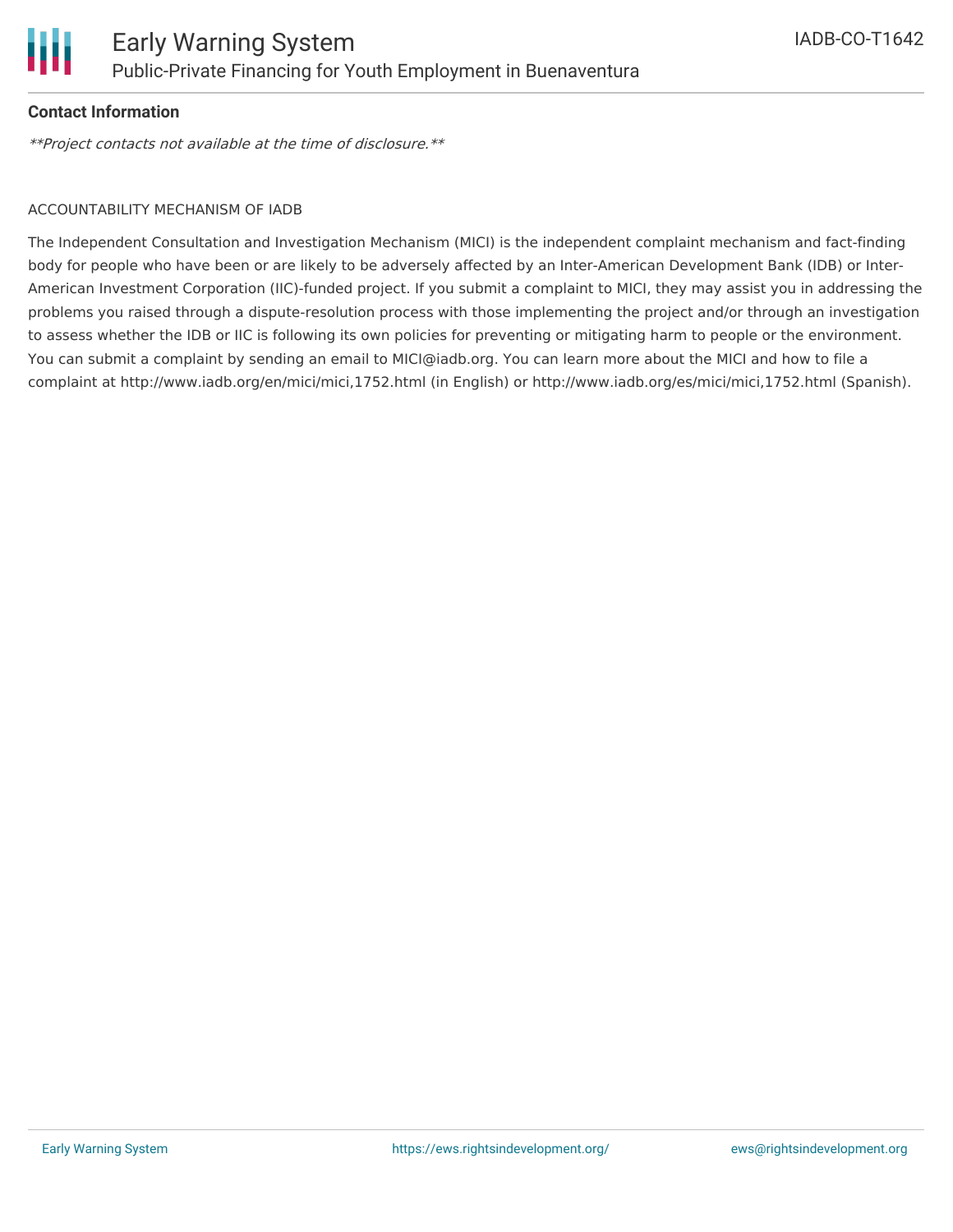## Contact Information

*\*\*Project contacts not available at the time of disclosure.\*\**

ACCOUNTABILITY MECHANISM OF IADB

The Independent Consultation and Investigation Mechanism (MICI) is the independent complaint mechanism and fact-finding body for people who have been or are likely to be adversely affected by an Inter-American Development Bank (IDB) or Inter-American Investment Corporation (IIC)-funded project. If you submit a complaint to MICI, they may assist you in addressing the problems you raised through a dispute-resolution process with those implementing the project and/or through an investigation to assess whether the IDB or IIC is following its own policies for preventing or mitigating harm to people or the environment. You can submit a complaint by sending an email to MICI@iadb.org. You can learn more about the MICI and how to file a complaint at http://www.iadb.org/en/mici/mici,1752.html (in English) or http://www.iadb.org/es/mici/mici,1752.html (Spanish).